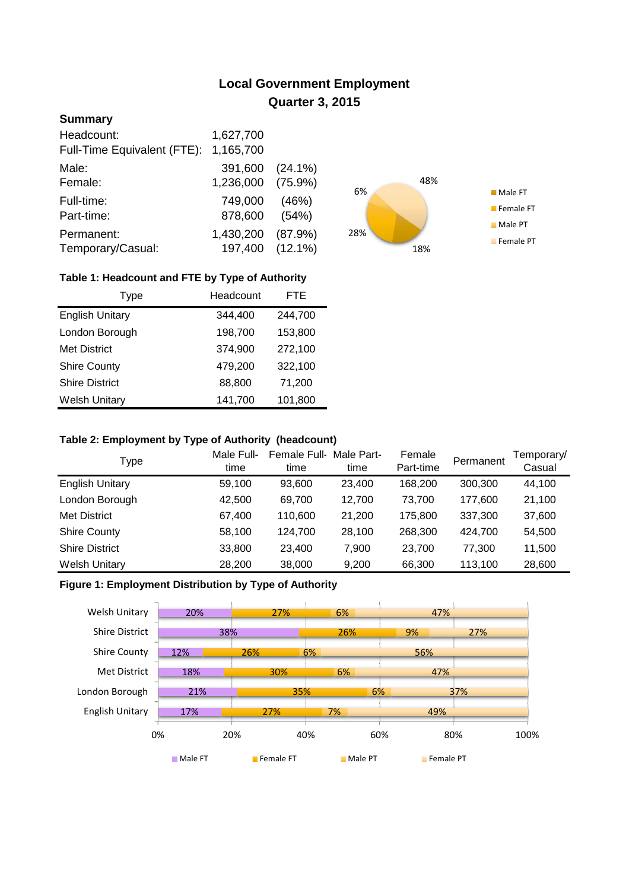# Local Government Employment
## Quarter 3, 2015

### Summary

| | | |
|---|---|---|
| Headcount: | 1,627,700 | |
| Full-Time Equivalent (FTE): | 1,165,700 | |
| Male: | 391,600 | (24.1%) |
| Female: | 1,236,000 | (75.9%) |
| Full-time: | 749,000 | (46%) |
| Part-time: | 878,600 | (54%) |
| Permanent: | 1,430,200 | (87.9%) |
| Temporary/Casual: | 197,400 | (12.1%) |

Pie chart: Male FT 18%, Female FT 28%, Male PT 6%, Female PT 48%

**Table 1: Headcount and FTE by Type of Authority**

| Type | Headcount | FTE |
|---|---|---|
| English Unitary | 344,400 | 244,700 |
| London Borough | 198,700 | 153,800 |
| Met District | 374,900 | 272,100 |
| Shire County | 479,200 | 322,100 |
| Shire District | 88,800 | 71,200 |
| Welsh Unitary | 141,700 | 101,800 |

**Table 2: Employment by Type of Authority (headcount)**

| Type | Male Full-time | Female Full-time | Male Part-time | Female Part-time | Permanent | Temporary/ Casual |
|---|---|---|---|---|---|---|
| English Unitary | 59,100 | 93,600 | 23,400 | 168,200 | 300,300 | 44,100 |
| London Borough | 42,500 | 69,700 | 12,700 | 73,700 | 177,600 | 21,100 |
| Met District | 67,400 | 110,600 | 21,200 | 175,800 | 337,300 | 37,600 |
| Shire County | 58,100 | 124,700 | 28,100 | 268,300 | 424,700 | 54,500 |
| Shire District | 33,800 | 23,400 | 7,900 | 23,700 | 77,300 | 11,500 |
| Welsh Unitary | 28,200 | 38,000 | 9,200 | 66,300 | 113,100 | 28,600 |

**Figure 1: Employment Distribution by Type of Authority**

| Type | Male FT | Female FT | Male PT | Female PT |
|---|---|---|---|---|
| Welsh Unitary | 20% | 27% | 6% | 47% |
| Shire District | 38% | 26% | 9% | 27% |
| Shire County | 12% | 26% | 6% | 56% |
| Met District | 18% | 30% | 6% | 47% |
| London Borough | 21% | 35% | 6% | 37% |
| English Unitary | 17% | 27% | 7% | 49% |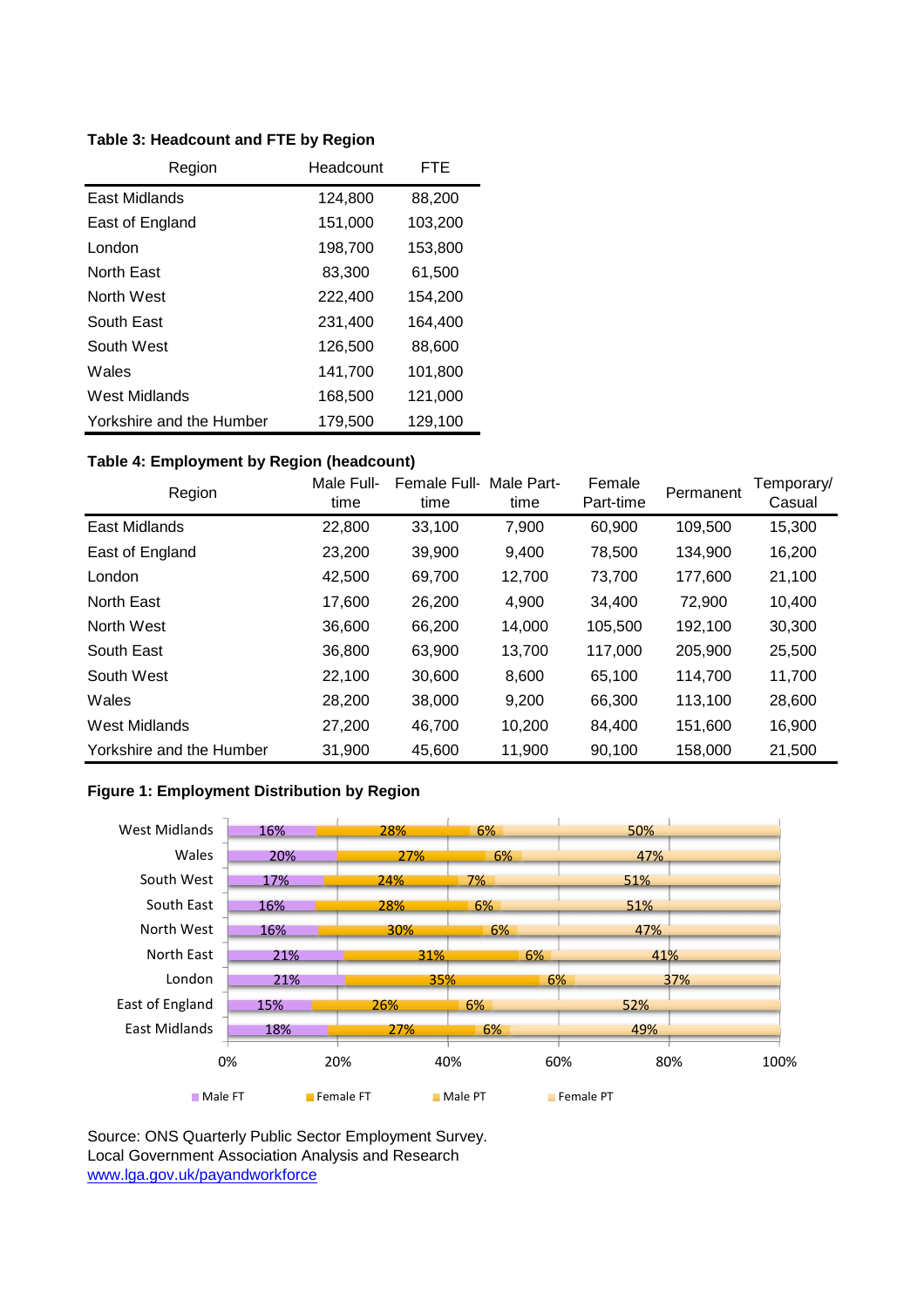**Table 3: Headcount and FTE by Region**

| Region | Headcount | FTE |
|---|---|---|
| East Midlands | 124,800 | 88,200 |
| East of England | 151,000 | 103,200 |
| London | 198,700 | 153,800 |
| North East | 83,300 | 61,500 |
| North West | 222,400 | 154,200 |
| South East | 231,400 | 164,400 |
| South West | 126,500 | 88,600 |
| Wales | 141,700 | 101,800 |
| West Midlands | 168,500 | 121,000 |
| Yorkshire and the Humber | 179,500 | 129,100 |

**Table 4: Employment by Region (headcount)**

| Region | Male Full-time | Female Full-time | Male Part-time | Female Part-time | Permanent | Temporary/ Casual |
|---|---|---|---|---|---|---|
| East Midlands | 22,800 | 33,100 | 7,900 | 60,900 | 109,500 | 15,300 |
| East of England | 23,200 | 39,900 | 9,400 | 78,500 | 134,900 | 16,200 |
| London | 42,500 | 69,700 | 12,700 | 73,700 | 177,600 | 21,100 |
| North East | 17,600 | 26,200 | 4,900 | 34,400 | 72,900 | 10,400 |
| North West | 36,600 | 66,200 | 14,000 | 105,500 | 192,100 | 30,300 |
| South East | 36,800 | 63,900 | 13,700 | 117,000 | 205,900 | 25,500 |
| South West | 22,100 | 30,600 | 8,600 | 65,100 | 114,700 | 11,700 |
| Wales | 28,200 | 38,000 | 9,200 | 66,300 | 113,100 | 28,600 |
| West Midlands | 27,200 | 46,700 | 10,200 | 84,400 | 151,600 | 16,900 |
| Yorkshire and the Humber | 31,900 | 45,600 | 11,900 | 90,100 | 158,000 | 21,500 |

**Figure 1: Employment Distribution by Region**

West Midlands 16% 28% 6% 50%
Wales 20% 27% 6% 47%
South West 17% 24% 7% 51%
South East 16% 28% 6% 51%
North West 16% 30% 6% 47%
North East 21% 31% 6% 41%
London 21% 35% 6% 37%
East of England 15% 26% 6% 52%
East Midlands 18% 27% 6% 49%

0% 20% 40% 60% 80% 100%

Male FT Female FT Male PT Female PT

Source: ONS Quarterly Public Sector Employment Survey.
Local Government Association Analysis and Research
[www.lga.gov.uk/payandworkforce](http://www.lga.gov.uk/payandworkforce)